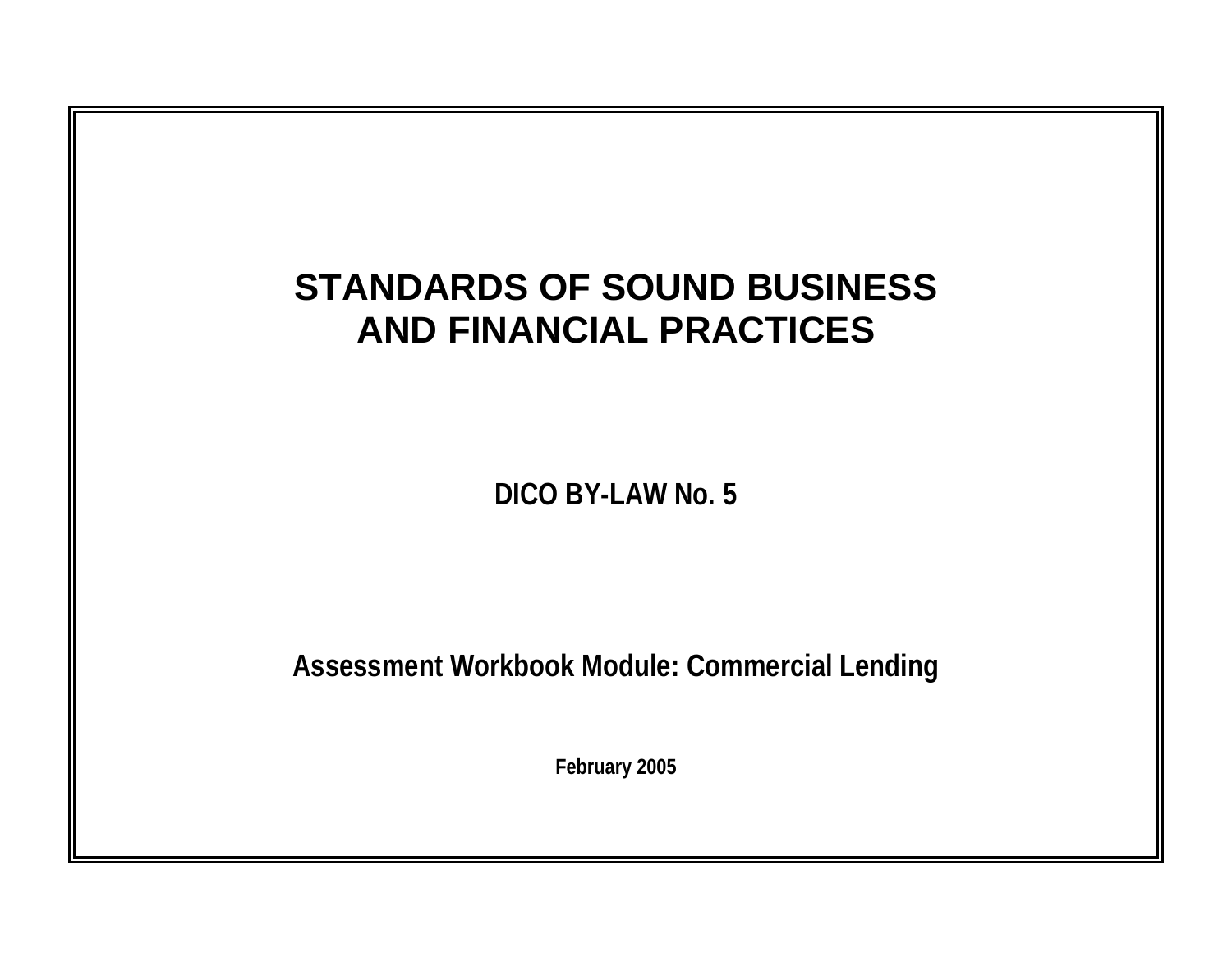# STANDARDS OF SOUND BUSINESS AND FINANCIAL PRACTICES

## DICO BY-LAW No. 5

### Assessment Workbook Module: Commercial Lending

**February 2005**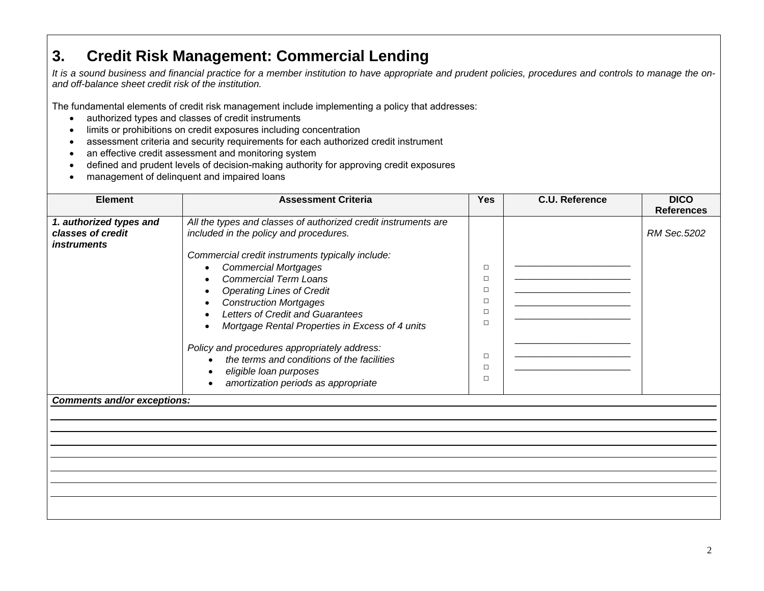# 3. Credit Risk Management: Commercial Lending

*It is a sound business and financial practice for a member institution to have appropriate and prudent policies, procedures and controls to manage the on- and off-balance sheet credit risk of the institution.*

The fundamental elements of credit risk management include implementing a policy that addresses:

- authorized types and classes of credit instruments
- limits or prohibitions on credit exposures including concentration
- assessment criteria and security requirements for each authorized credit instrument
- an effective credit assessment and monitoring system
- defined and prudent levels of decision-making authority for approving credit exposures
- management of delinquent and impaired loans

| Element | Assessment Criteria | Yes | C.U. Reference | DICO References |
|---|---|---|---|---|
| ***1. authorized types and classes of credit instruments*** | *All the types and classes of authorized credit instruments are included in the policy and procedures.* | | | *RM Sec.5202* |
| | *Commercial credit instruments typically include:* | | | |
| | • *Commercial Mortgages* | □ | ____________________ | |
| | • *Commercial Term Loans* | □ | ____________________ | |
| | • *Operating Lines of Credit* | □ | ____________________ | |
| | • *Construction Mortgages* | □ | ____________________ | |
| | • *Letters of Credit and Guarantees* | □ | ____________________ | |
| | • *Mortgage Rental Properties in Excess of 4 units* | □ | ____________________ | |
| | *Policy and procedures appropriately address:* | | | |
| | • *the terms and conditions of the facilities* | □ | ____________________ | |
| | • *eligible loan purposes* | □ | ____________________ | |
| | • *amortization periods as appropriate* | □ | | |

***Comments and/or exceptions:***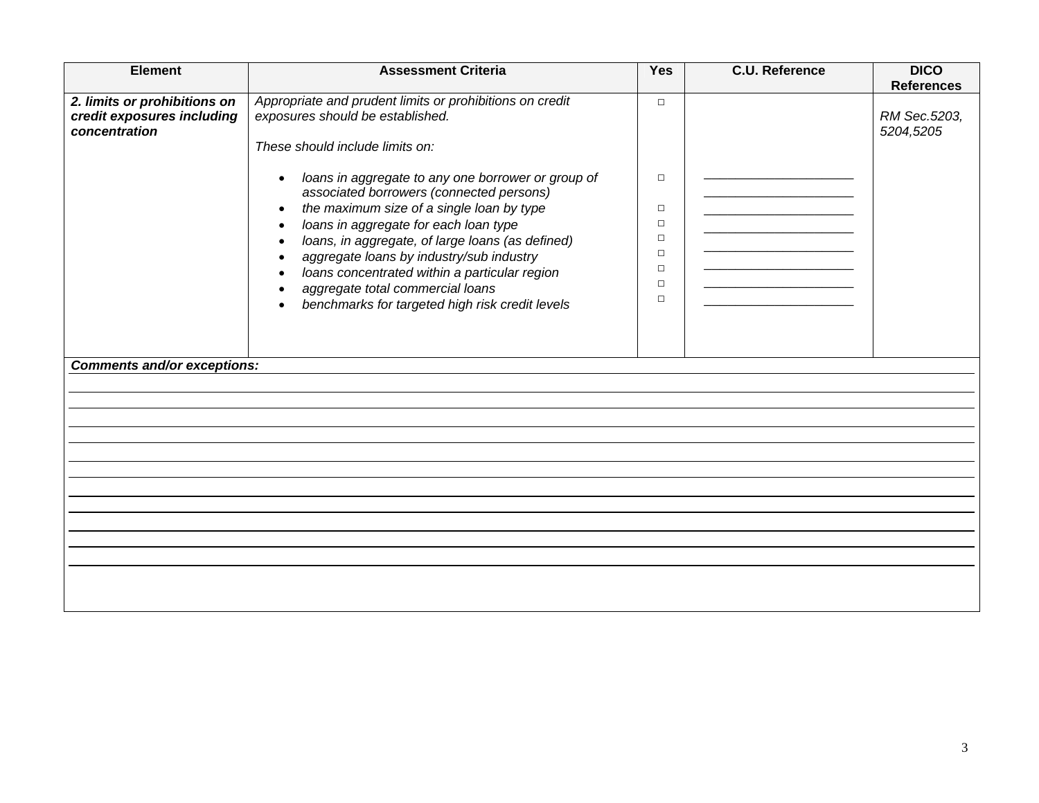| Element | Assessment Criteria | Yes | C.U. Reference | DICO References |
| --- | --- | --- | --- | --- |
| ***2. limits or prohibitions on credit exposures including concentration*** | *Appropriate and prudent limits or prohibitions on credit exposures should be established.*<br><br>*These should include limits on:*<br><br>• *loans in aggregate to any one borrower or group of associated borrowers (connected persons)*<br>• *the maximum size of a single loan by type*<br>• *loans in aggregate for each loan type*<br>• *loans, in aggregate, of large loans (as defined)*<br>• *aggregate loans by industry/sub industry*<br>• *loans concentrated within a particular region*<br>• *aggregate total commercial loans*<br>• *benchmarks for targeted high risk credit levels* | □<br><br><br><br>□<br><br>□<br>□<br>□<br>□<br>□<br>□<br>□ | ____________________<br>____________________<br>____________________<br>____________________<br>____________________<br>____________________<br>____________________<br>____________________ | *RM Sec.5203, 5204,5205* |

***Comments and/or exceptions:***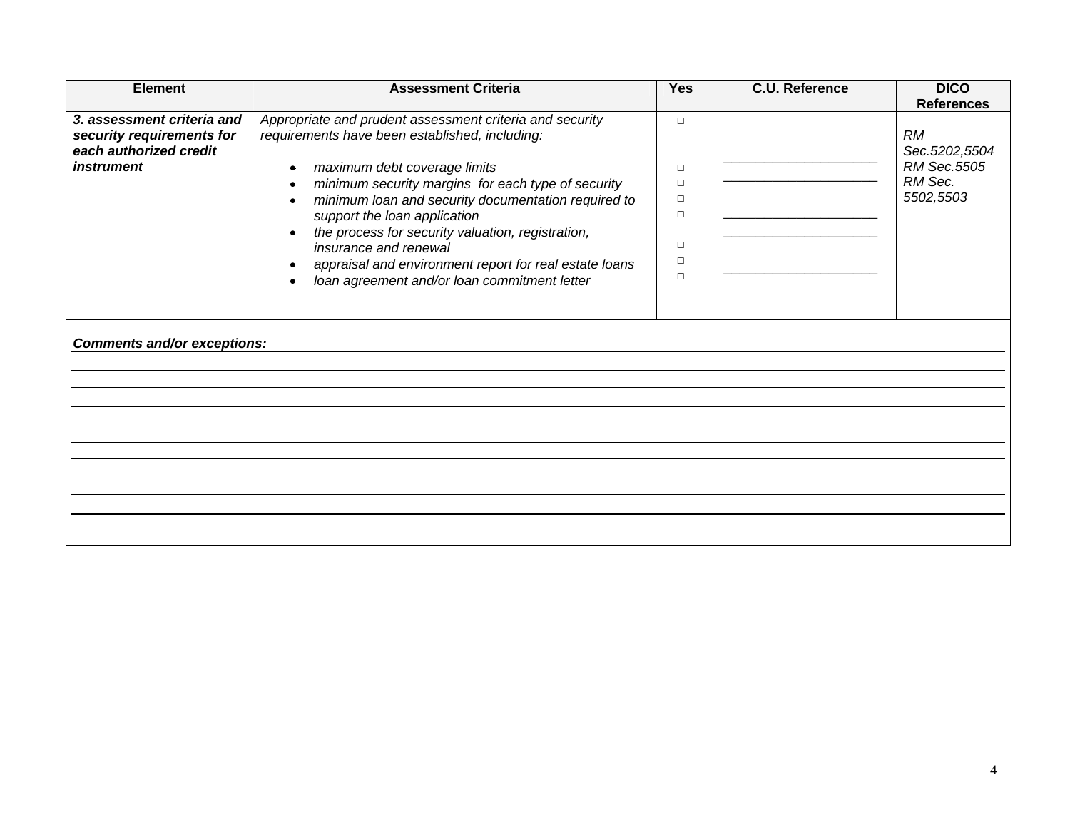| Element | Assessment Criteria | Yes | C.U. Reference | DICO References |
|---|---|---|---|---|
| ***3. assessment criteria and security requirements for each authorized credit instrument*** | *Appropriate and prudent assessment criteria and security requirements have been established, including:*<br>• *maximum debt coverage limits*<br>• *minimum security margins for each type of security*<br>• *minimum loan and security documentation required to support the loan application*<br>• *the process for security valuation, registration, insurance and renewal*<br>• *appraisal and environment report for real estate loans*<br>• *loan agreement and/or loan commitment letter* | □<br>□<br>□<br>□<br>□<br>□<br>□ | ____________________<br>____________________<br>____________________<br>____________________<br>____________________ | *RM Sec.5202,5504*<br>*RM Sec.5505*<br>*RM Sec. 5502,5503* |

***Comments and/or exceptions:***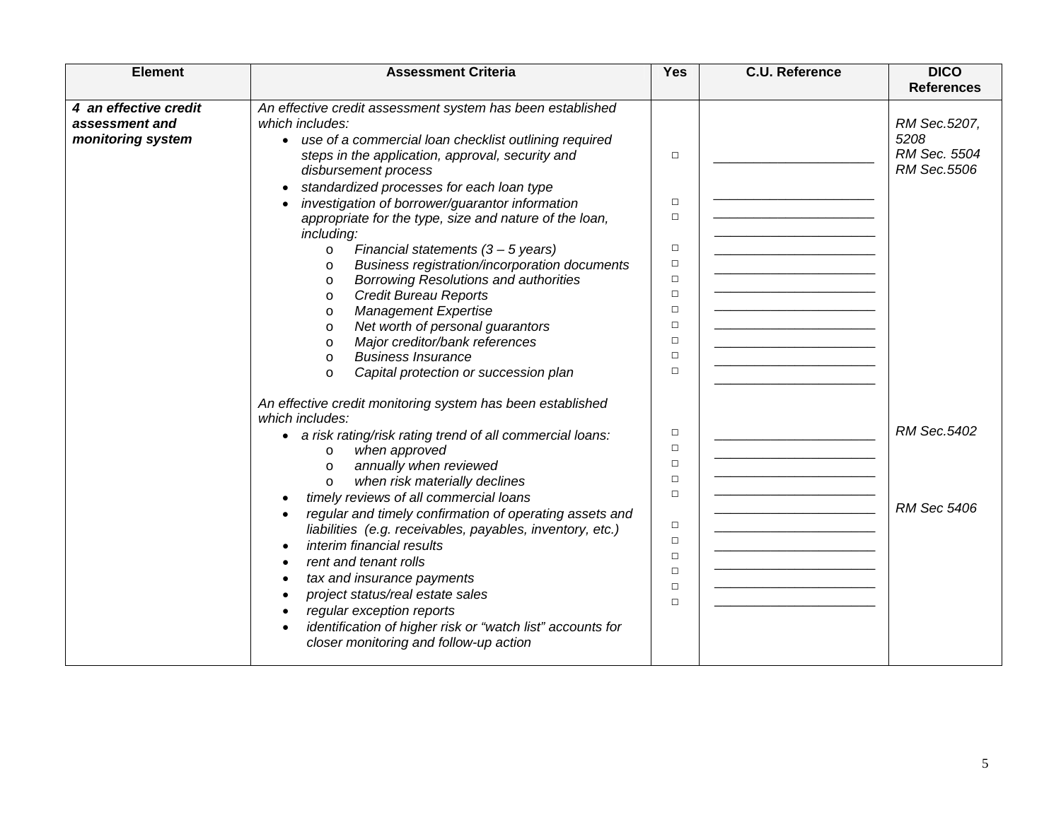| Element | Assessment Criteria | Yes | C.U. Reference | DICO References |
|---|---|---|---|---|
| ***4 an effective credit assessment and monitoring system*** | *An effective credit assessment system has been established which includes:* | | | *RM Sec.5207, 5208*<br>*RM Sec. 5504*<br>*RM Sec.5506* |
| | • *use of a commercial loan checklist outlining required steps in the application, approval, security and disbursement process* | □ | ____________________ | |
| | • *standardized processes for each loan type* | □ | ____________________ | |
| | • *investigation of borrower/guarantor information appropriate for the type, size and nature of the loan, including:* | □ | ____________________ | |
| | o *Financial statements (3 – 5 years)* | □ | ____________________ | |
| | o *Business registration/incorporation documents* | □ | ____________________ | |
| | o *Borrowing Resolutions and authorities* | □ | ____________________ | |
| | o *Credit Bureau Reports* | □ | ____________________ | |
| | o *Management Expertise* | □ | ____________________ | |
| | o *Net worth of personal guarantors* | □ | ____________________ | |
| | o *Major creditor/bank references* | □ | ____________________ | |
| | o *Business Insurance* | □ | ____________________ | |
| | o *Capital protection or succession plan* | □ | ____________________ | |
| | *An effective credit monitoring system has been established which includes:* | | | |
| | • *a risk rating/risk rating trend of all commercial loans:* | □ | ____________________ | *RM Sec.5402* |
| | o *when approved* | □ | ____________________ | |
| | o *annually when reviewed* | □ | ____________________ | |
| | o *when risk materially declines* | □ | ____________________ | |
| | • *timely reviews of all commercial loans* | □ | ____________________ | |
| | • *regular and timely confirmation of operating assets and liabilities (e.g. receivables, payables, inventory, etc.)* | | ____________________ | *RM Sec 5406* |
| | • *interim financial results* | □ | ____________________ | |
| | • *rent and tenant rolls* | □ | ____________________ | |
| | • *tax and insurance payments* | □ | ____________________ | |
| | • *project status/real estate sales* | □ | ____________________ | |
| | • *regular exception reports* | □ | ____________________ | |
| | • *identification of higher risk or "watch list" accounts for closer monitoring and follow-up action* | □ | ____________________ | |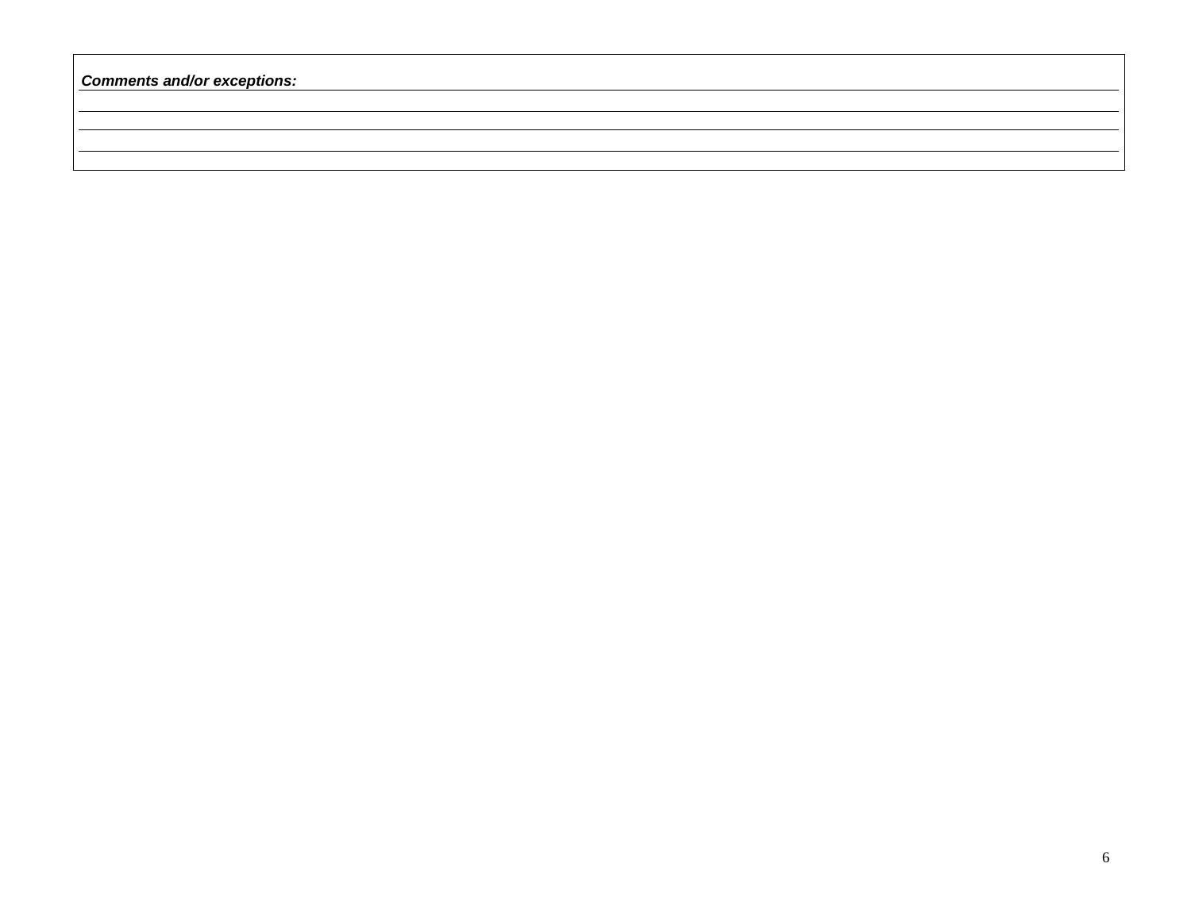***Comments and/or exceptions:***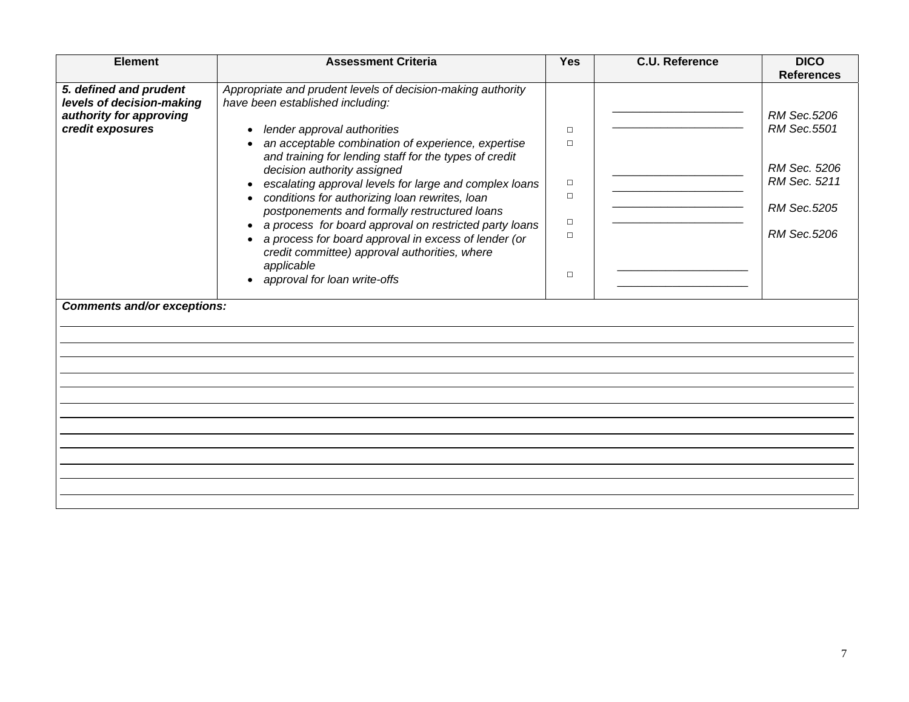| Element | Assessment Criteria | Yes | C.U. Reference | DICO References |
|---|---|---|---|---|
| ***5. defined and prudent levels of decision-making authority for approving credit exposures*** | *Appropriate and prudent levels of decision-making authority have been established including:*<br>• *lender approval authorities*<br>• *an acceptable combination of experience, expertise and training for lending staff for the types of credit decision authority assigned*<br>• *escalating approval levels for large and complex loans*<br>• *conditions for authorizing loan rewrites, loan postponements and formally restructured loans*<br>• *a process for board approval on restricted party loans*<br>• *a process for board approval in excess of lender (or credit committee) approval authorities, where applicable*<br>• *approval for loan write-offs* | □<br>□<br>□<br>□<br>□<br>□<br>□ | ____________________<br>____________________<br>____________________<br>____________________<br>____________________<br>____________________<br>____________________<br>____________________ | *RM Sec.5206*<br>*RM Sec.5501*<br>*RM Sec. 5206*<br>*RM Sec. 5211*<br>*RM Sec.5205*<br>*RM Sec.5206* |

***Comments and/or exceptions:***

______________________________________________________________________________

______________________________________________________________________________

______________________________________________________________________________

______________________________________________________________________________

______________________________________________________________________________

______________________________________________________________________________

______________________________________________________________________________

______________________________________________________________________________

______________________________________________________________________________

______________________________________________________________________________

______________________________________________________________________________

______________________________________________________________________________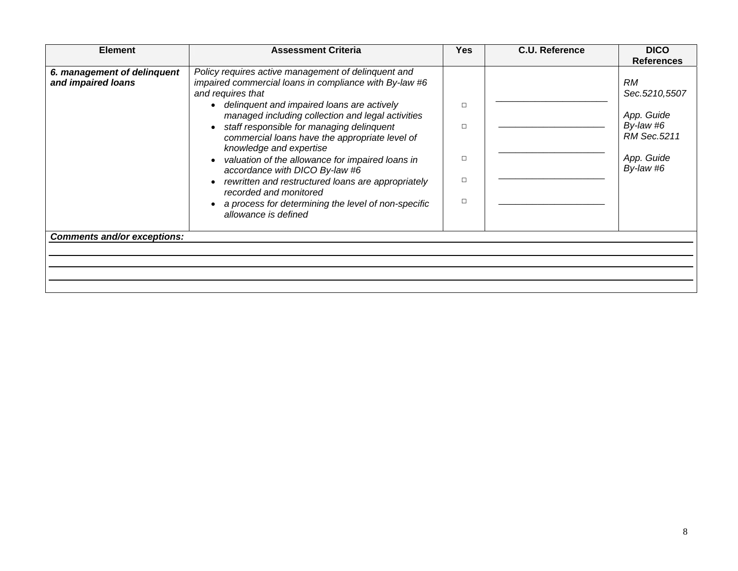| Element | Assessment Criteria | Yes | C.U. Reference | DICO References |
|---|---|---|---|---|
| ***6. management of delinquent and impaired loans*** | *Policy requires active management of delinquent and impaired commercial loans in compliance with By-law #6 and requires that*<br>• *delinquent and impaired loans are actively managed including collection and legal activities*<br>• *staff responsible for managing delinquent commercial loans have the appropriate level of knowledge and expertise*<br>• *valuation of the allowance for impaired loans in accordance with DICO By-law #6*<br>• *rewritten and restructured loans are appropriately recorded and monitored*<br>• *a process for determining the level of non-specific allowance is defined* | <br><br><br>□<br><br>□<br><br><br>□<br><br>□<br><br>□ | ____________________<br><br>____________________<br><br>____________________<br><br>____________________<br><br>____________________ | *RM Sec.5210,5507*<br><br>*App. Guide By-law #6*<br>*RM Sec.5211*<br><br>*App. Guide By-law #6* |

***Comments and/or exceptions:*** ______________________________________________

_______________________________________________________________

_______________________________________________________________

_______________________________________________________________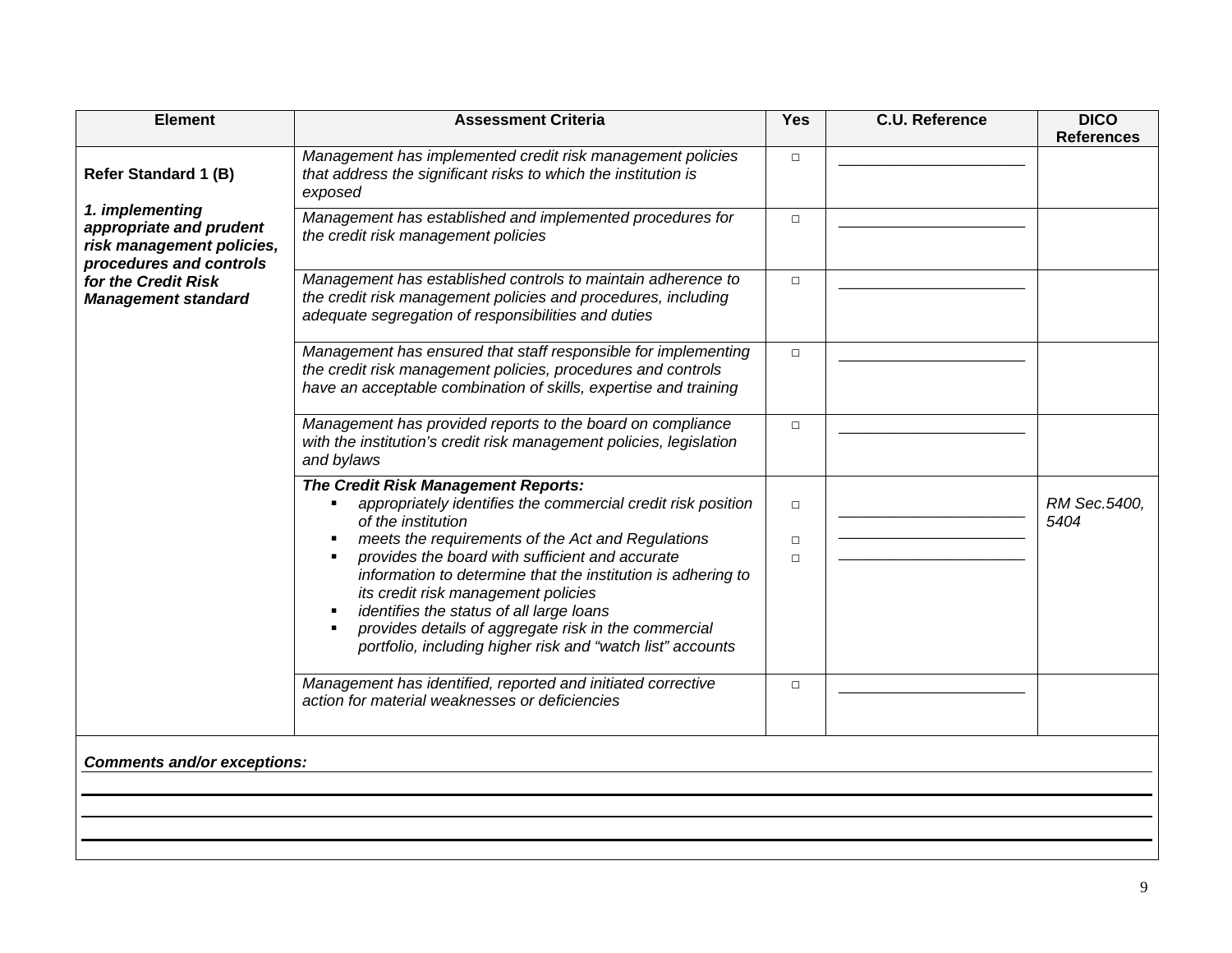| Element | Assessment Criteria | Yes | C.U. Reference | DICO References |
|---|---|---|---|---|
| **Refer Standard 1 (B)**<br><br>***1. implementing appropriate and prudent risk management policies, procedures and controls for the Credit Risk Management standard*** | *Management has implemented credit risk management policies that address the significant risks to which the institution is exposed* | □ | ___________________ | |
| | *Management has established and implemented procedures for the credit risk management policies* | □ | ___________________ | |
| | *Management has established controls to maintain adherence to the credit risk management policies and procedures, including adequate segregation of responsibilities and duties* | □ | ___________________ | |
| | *Management has ensured that staff responsible for implementing the credit risk management policies, procedures and controls have an acceptable combination of skills, expertise and training* | □ | ___________________ | |
| | *Management has provided reports to the board on compliance with the institution's credit risk management policies, legislation and bylaws* | □ | ___________________ | |
| | ***The Credit Risk Management Reports:***<br>▪ *appropriately identifies the commercial credit risk position of the institution*<br>▪ *meets the requirements of the Act and Regulations*<br>▪ *provides the board with sufficient and accurate information to determine that the institution is adhering to its credit risk management policies*<br>▪ *identifies the status of all large loans*<br>▪ *provides details of aggregate risk in the commercial portfolio, including higher risk and "watch list" accounts* | □<br>□<br>□ | ___________________<br>___________________<br>___________________ | *RM Sec.5400, 5404* |
| | *Management has identified, reported and initiated corrective action for material weaknesses or deficiencies* | □ | ___________________ | |

***Comments and/or exceptions:***

______________________________________________________________________

______________________________________________________________________

______________________________________________________________________